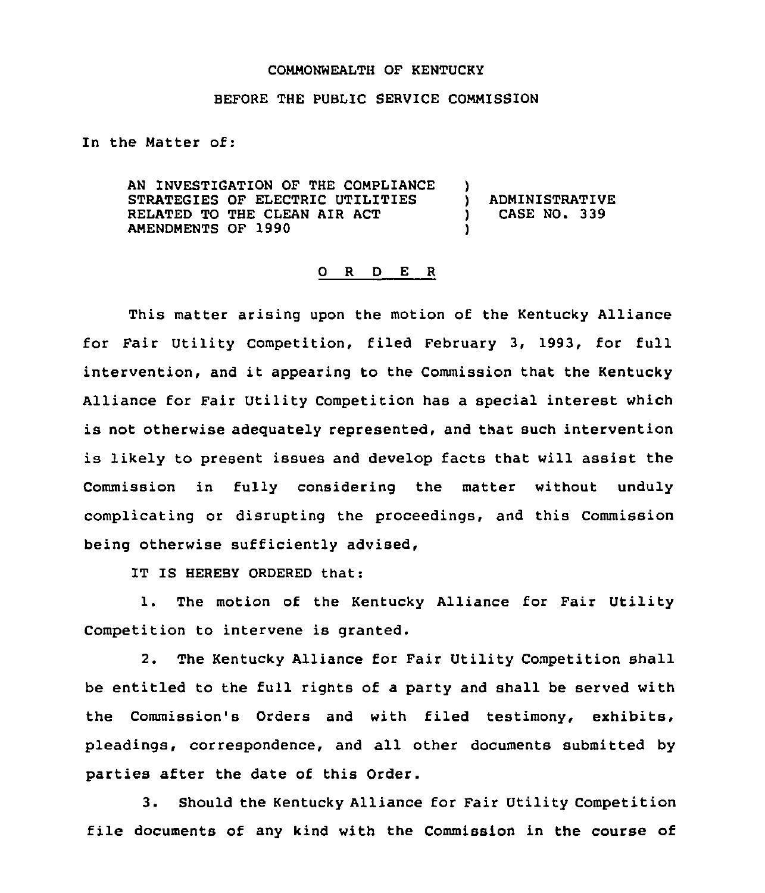COMMONWEALTH OF KENTUCKY

BEFORE THE PUBLIC SERVICE COMMISSION

In the Matter of:

| | | |
|---|---|---|
| AN INVESTIGATION OF THE COMPLIANCE STRATEGIES OF ELECTRIC UTILITIES RELATED TO THE CLEAN AIR ACT AMENDMENTS OF 1990 | ) ) ) ) | ADMINISTRATIVE CASE NO. 339 |

## O R D E R

This matter arising upon the motion of the Kentucky Alliance for Fair Utility Competition, filed February 3, 1993, for full intervention, and it appearing to the Commission that the Kentucky Alliance for Fair Utility Competition has a special interest which is not otherwise adequately represented, and that such intervention is likely to present issues and develop facts that will assist the Commission in fully considering the matter without unduly complicating or disrupting the proceedings, and this Commission being otherwise sufficiently advised,

IT IS HEREBY ORDERED that:

1. The motion of the Kentucky Alliance for Fair Utility Competition to intervene is granted.

2. The Kentucky Alliance for Fair Utility Competition shall be entitled to the full rights of a party and shall be served with the Commission's Orders and with filed testimony, exhibits, pleadings, correspondence, and all other documents submitted by parties after the date of this Order.

3. Should the Kentucky Alliance for Fair Utility Competition file documents of any kind with the Commission in the course of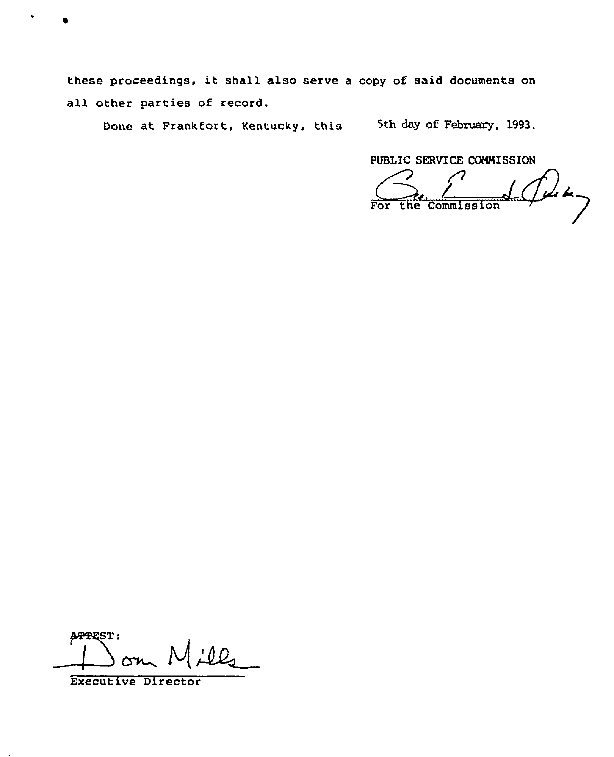these proceedings, it shall also serve a copy of said documents on all other parties of record.

Done at Frankfort, Kentucky, this 5th day of February, 1993.

PUBLIC SERVICE COMMISSION

For the Commission

ATTEST:

Executive Director